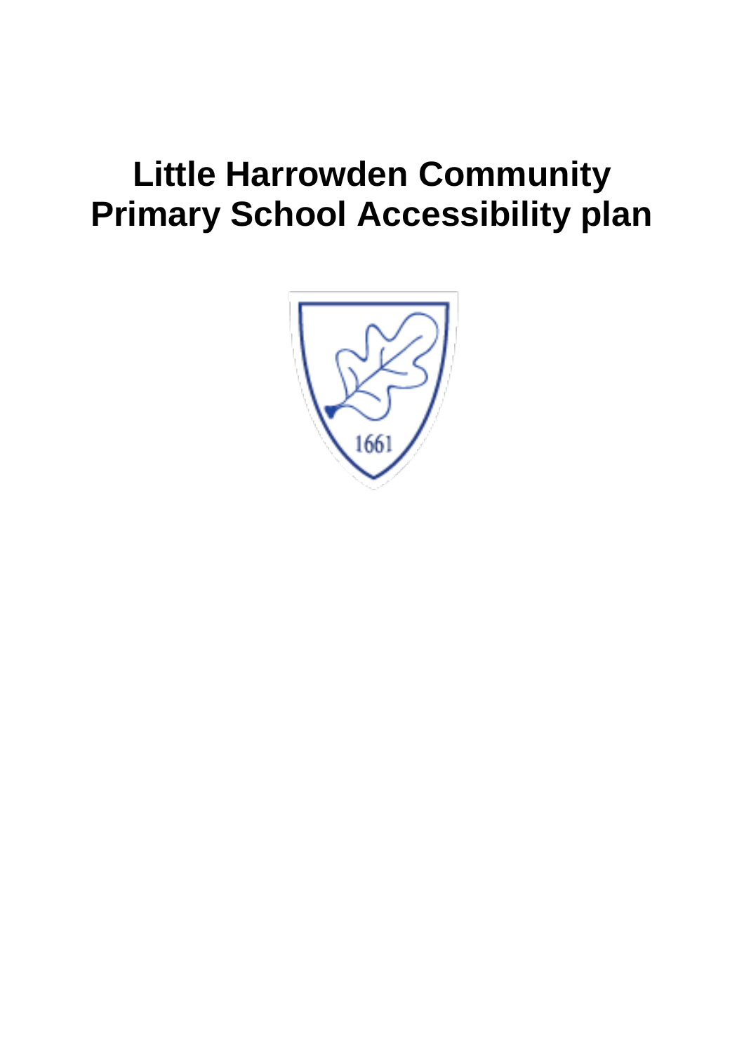# Little Harrowden Community Primary School Accessibility plan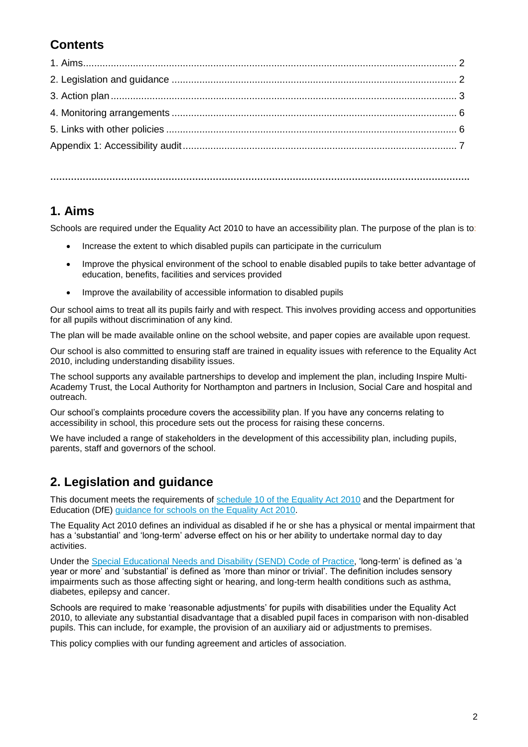## Contents

1. Aims ... 2
2. Legislation and guidance ... 2
3. Action plan ... 3
4. Monitoring arrangements ... 6
5. Links with other policies ... 6

Appendix 1: Accessibility audit ... 7

## 1. Aims

Schools are required under the Equality Act 2010 to have an accessibility plan. The purpose of the plan is to:

- Increase the extent to which disabled pupils can participate in the curriculum
- Improve the physical environment of the school to enable disabled pupils to take better advantage of education, benefits, facilities and services provided
- Improve the availability of accessible information to disabled pupils

Our school aims to treat all its pupils fairly and with respect. This involves providing access and opportunities for all pupils without discrimination of any kind.

The plan will be made available online on the school website, and paper copies are available upon request.

Our school is also committed to ensuring staff are trained in equality issues with reference to the Equality Act 2010, including understanding disability issues.

The school supports any available partnerships to develop and implement the plan, including Inspire Multi-Academy Trust, the Local Authority for Northampton and partners in Inclusion, Social Care and hospital and outreach.

Our school's complaints procedure covers the accessibility plan. If you have any concerns relating to accessibility in school, this procedure sets out the process for raising these concerns.

We have included a range of stakeholders in the development of this accessibility plan, including pupils, parents, staff and governors of the school.

## 2. Legislation and guidance

This document meets the requirements of schedule 10 of the Equality Act 2010 and the Department for Education (DfE) guidance for schools on the Equality Act 2010.

The Equality Act 2010 defines an individual as disabled if he or she has a physical or mental impairment that has a 'substantial' and 'long-term' adverse effect on his or her ability to undertake normal day to day activities.

Under the Special Educational Needs and Disability (SEND) Code of Practice, 'long-term' is defined as 'a year or more' and 'substantial' is defined as 'more than minor or trivial'. The definition includes sensory impairments such as those affecting sight or hearing, and long-term health conditions such as asthma, diabetes, epilepsy and cancer.

Schools are required to make 'reasonable adjustments' for pupils with disabilities under the Equality Act 2010, to alleviate any substantial disadvantage that a disabled pupil faces in comparison with non-disabled pupils. This can include, for example, the provision of an auxiliary aid or adjustments to premises.

This policy complies with our funding agreement and articles of association.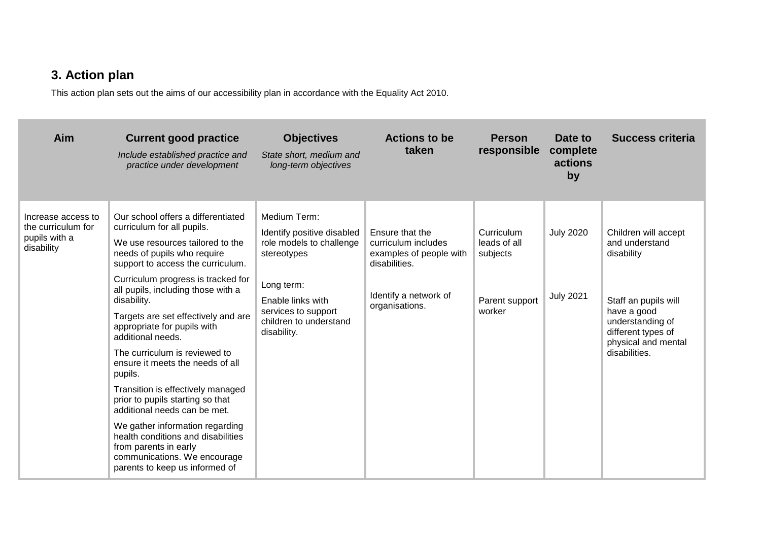## 3. Action plan

This action plan sets out the aims of our accessibility plan in accordance with the Equality Act 2010.

| Aim | Current good practice<br>*Include established practice and practice under development* | Objectives<br>*State short, medium and long-term objectives* | Actions to be taken | Person responsible | Date to complete actions by | Success criteria |
|---|---|---|---|---|---|---|
| Increase access to the curriculum for pupils with a disability | Our school offers a differentiated curriculum for all pupils.<br>We use resources tailored to the needs of pupils who require support to access the curriculum.<br>Curriculum progress is tracked for all pupils, including those with a disability.<br>Targets are set effectively and are appropriate for pupils with additional needs.<br>The curriculum is reviewed to ensure it meets the needs of all pupils.<br>Transition is effectively managed prior to pupils starting so that additional needs can be met.<br>We gather information regarding health conditions and disabilities from parents in early communications. We encourage parents to keep us informed of | Medium Term:<br>Identify positive disabled role models to challenge stereotypes<br><br>Long term:<br>Enable links with services to support children to understand disability. | Ensure that the curriculum includes examples of people with disabilities.<br><br>Identify a network of organisations. | Curriculum leads of all subjects<br><br>Parent support worker | July 2020<br><br>July 2021 | Children will accept and understand disability<br><br>Staff an pupils will have a good understanding of different types of physical and mental disabilities. |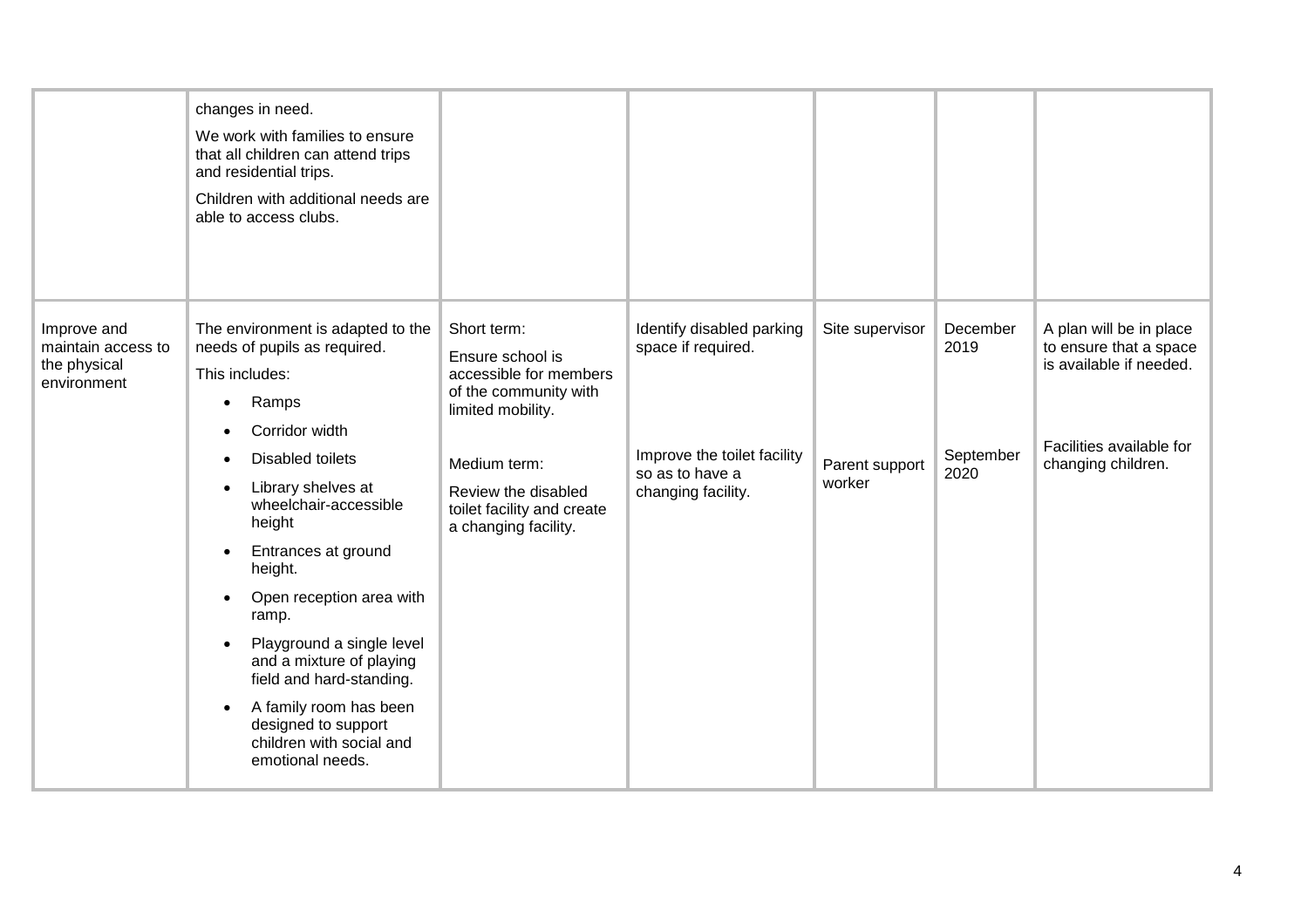| | | | | | | |
|---|---|---|---|---|---|---|
| | changes in need.<br>We work with families to ensure that all children can attend trips and residential trips.<br>Children with additional needs are able to access clubs. | | | | | |
| Improve and maintain access to the physical environment | The environment is adapted to the needs of pupils as required.<br>This includes:<br>• Ramps<br>• Corridor width<br>• Disabled toilets<br>• Library shelves at wheelchair-accessible height<br>• Entrances at ground height.<br>• Open reception area with ramp.<br>• Playground a single level and a mixture of playing field and hard-standing.<br>• A family room has been designed to support children with social and emotional needs. | Short term:<br>Ensure school is accessible for members of the community with limited mobility.<br><br>Medium term:<br>Review the disabled toilet facility and create a changing facility. | Identify disabled parking space if required.<br><br>Improve the toilet facility so as to have a changing facility. | Site supervisor<br><br>Parent support worker | December 2019<br><br>September 2020 | A plan will be in place to ensure that a space is available if needed.<br><br>Facilities available for changing children. |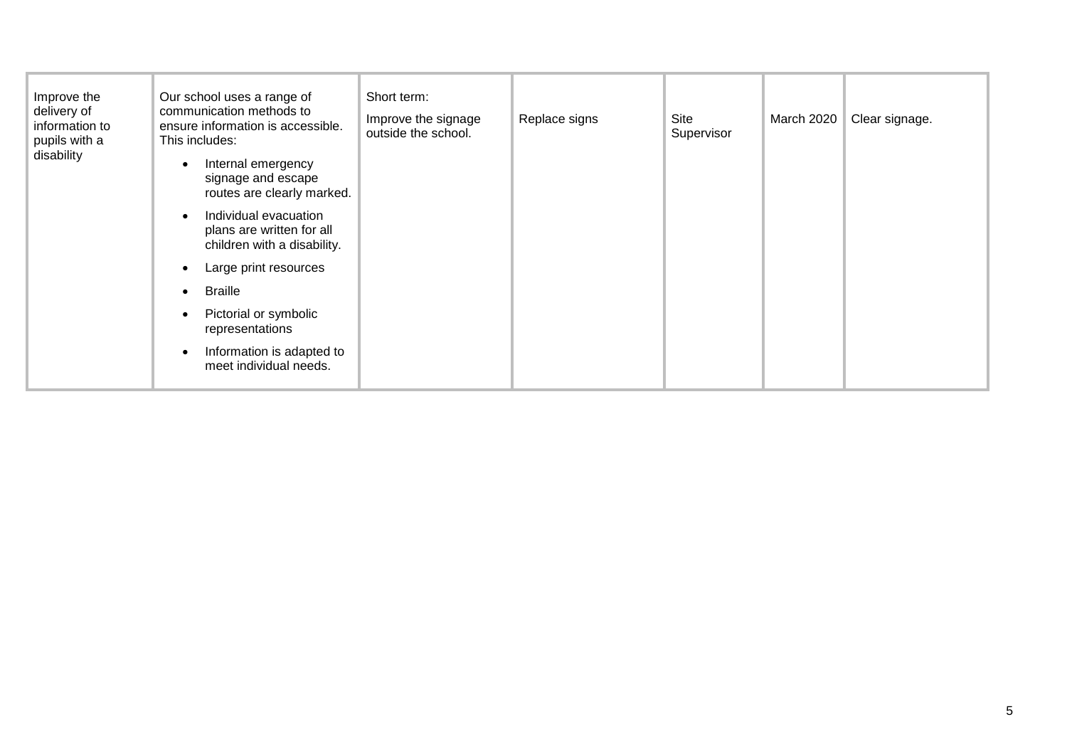| | | | | | | |
|---|---|---|---|---|---|---|
| Improve the delivery of information to pupils with a disability | Our school uses a range of communication methods to ensure information is accessible. This includes:<br>• Internal emergency signage and escape routes are clearly marked.<br>• Individual evacuation plans are written for all children with a disability.<br>• Large print resources<br>• Braille<br>• Pictorial or symbolic representations<br>• Information is adapted to meet individual needs. | Short term:<br>Improve the signage outside the school. | Replace signs | Site Supervisor | March 2020 | Clear signage. |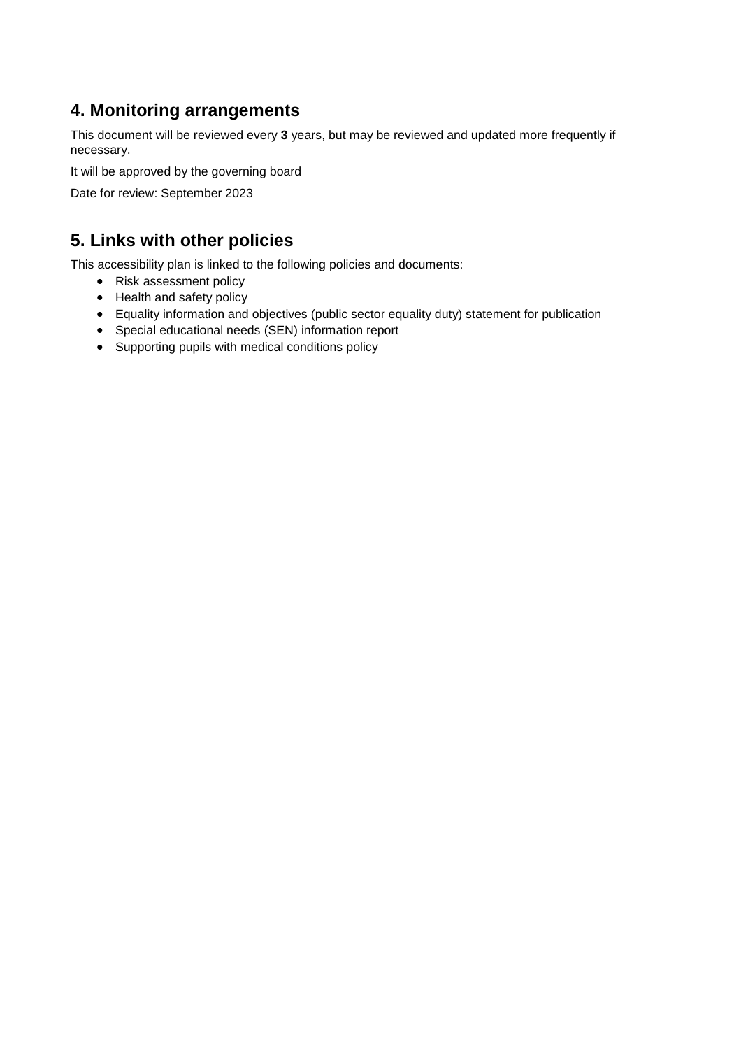## 4. Monitoring arrangements

This document will be reviewed every **3** years, but may be reviewed and updated more frequently if necessary.

It will be approved by the governing board

Date for review: September 2023

## 5. Links with other policies

This accessibility plan is linked to the following policies and documents:

- Risk assessment policy
- Health and safety policy
- Equality information and objectives (public sector equality duty) statement for publication
- Special educational needs (SEN) information report
- Supporting pupils with medical conditions policy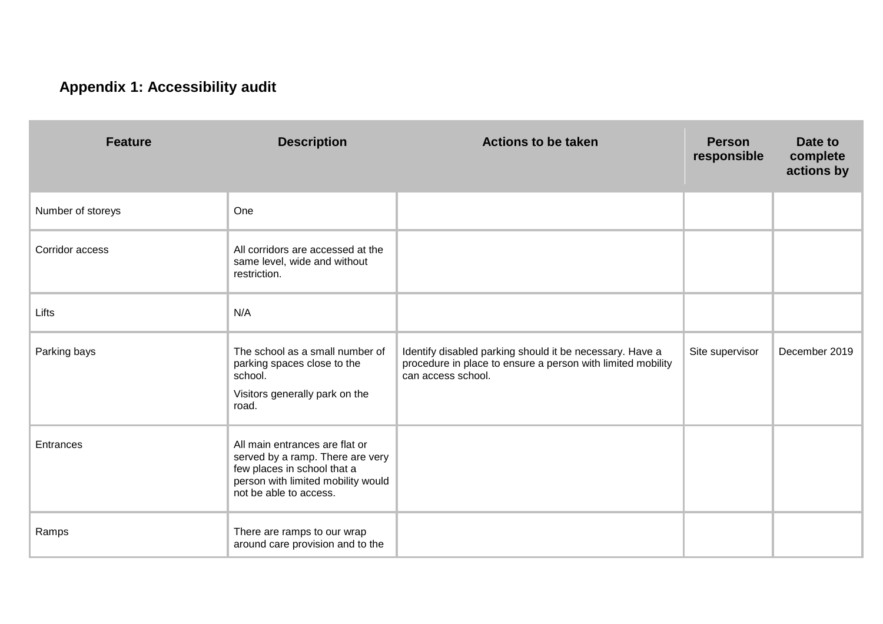## Appendix 1: Accessibility audit

| Feature | Description | Actions to be taken | Person responsible | Date to complete actions by |
|---|---|---|---|---|
| Number of storeys | One | | | |
| Corridor access | All corridors are accessed at the same level, wide and without restriction. | | | |
| Lifts | N/A | | | |
| Parking bays | The school as a small number of parking spaces close to the school.<br><br>Visitors generally park on the road. | Identify disabled parking should it be necessary. Have a procedure in place to ensure a person with limited mobility can access school. | Site supervisor | December 2019 |
| Entrances | All main entrances are flat or served by a ramp. There are very few places in school that a person with limited mobility would not be able to access. | | | |
| Ramps | There are ramps to our wrap around care provision and to the | | | |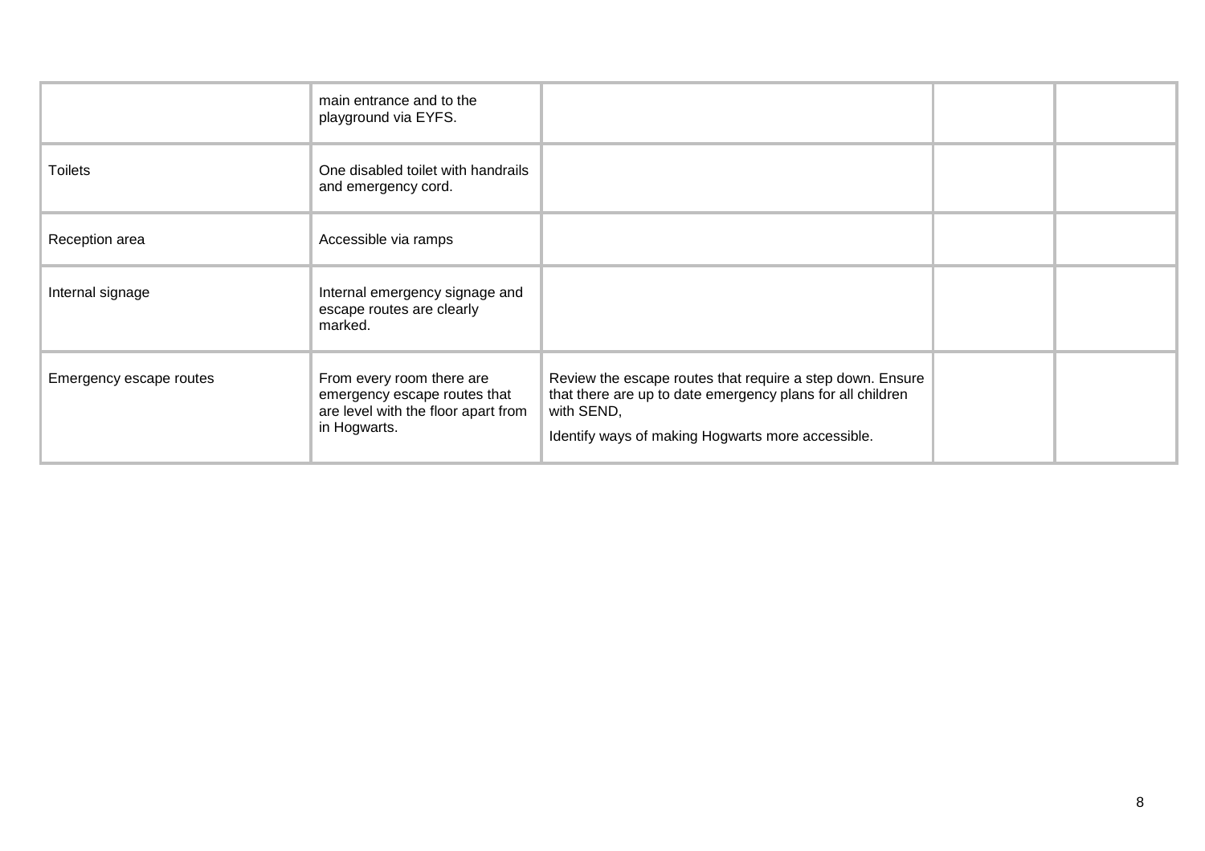| | | | | |
|---|---|---|---|---|
| | main entrance and to the playground via EYFS. | | | |
| Toilets | One disabled toilet with handrails and emergency cord. | | | |
| Reception area | Accessible via ramps | | | |
| Internal signage | Internal emergency signage and escape routes are clearly marked. | | | |
| Emergency escape routes | From every room there are emergency escape routes that are level with the floor apart from in Hogwarts. | Review the escape routes that require a step down. Ensure that there are up to date emergency plans for all children with SEND,<br><br>Identify ways of making Hogwarts more accessible. | | |